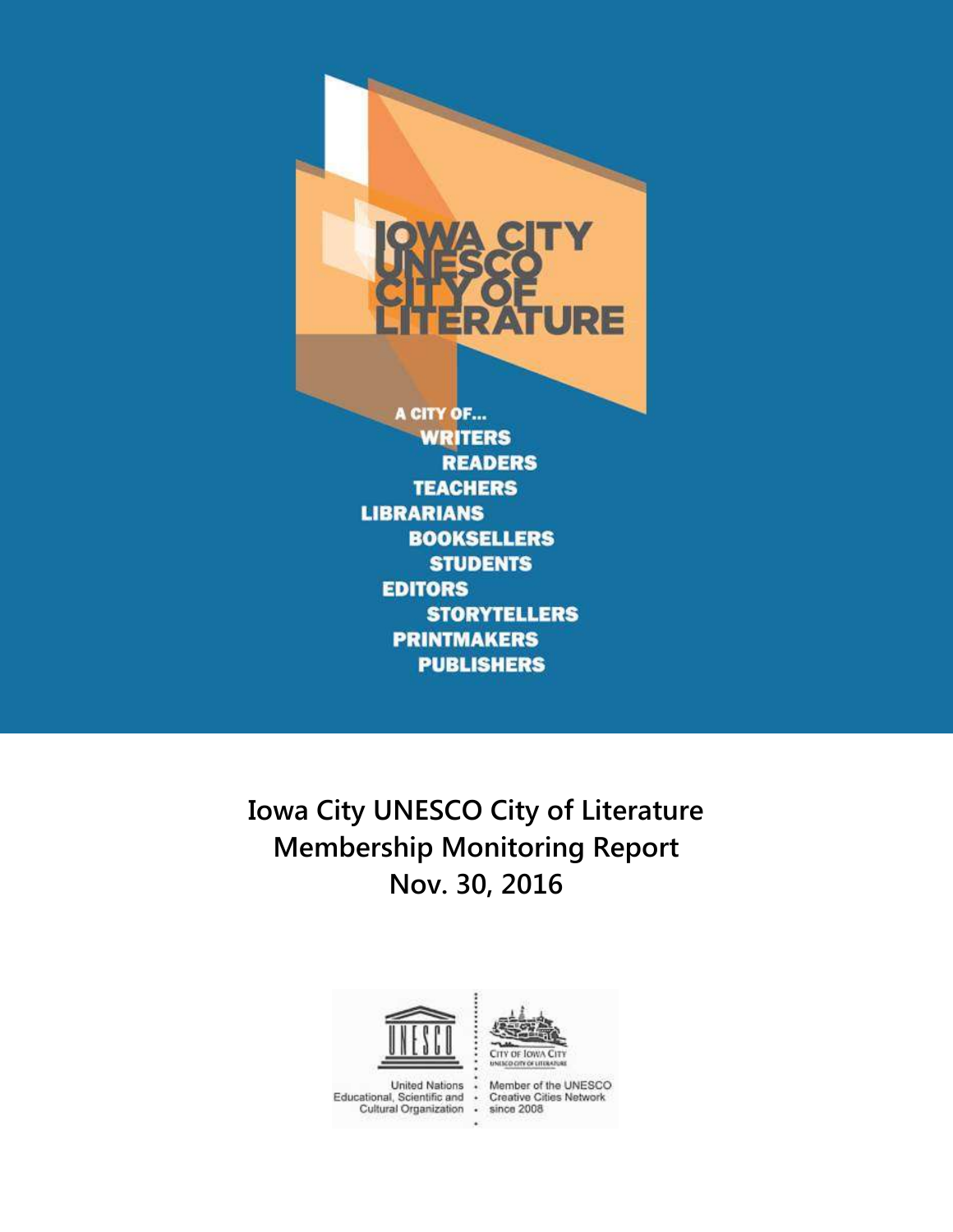IOWA CITY UNESCO CITY OF LITERATURE

A CITY OF...
WRITERS
READERS
TEACHERS
LIBRARIANS
BOOKSELLERS
STUDENTS
EDITORS
STORYTELLERS
PRINTMAKERS
PUBLISHERS

# Iowa City UNESCO City of Literature Membership Monitoring Report Nov. 30, 2016

United Nations Educational, Scientific and Cultural Organization

City of Iowa City
UNESCO City of Literature

Member of the UNESCO Creative Cities Network since 2008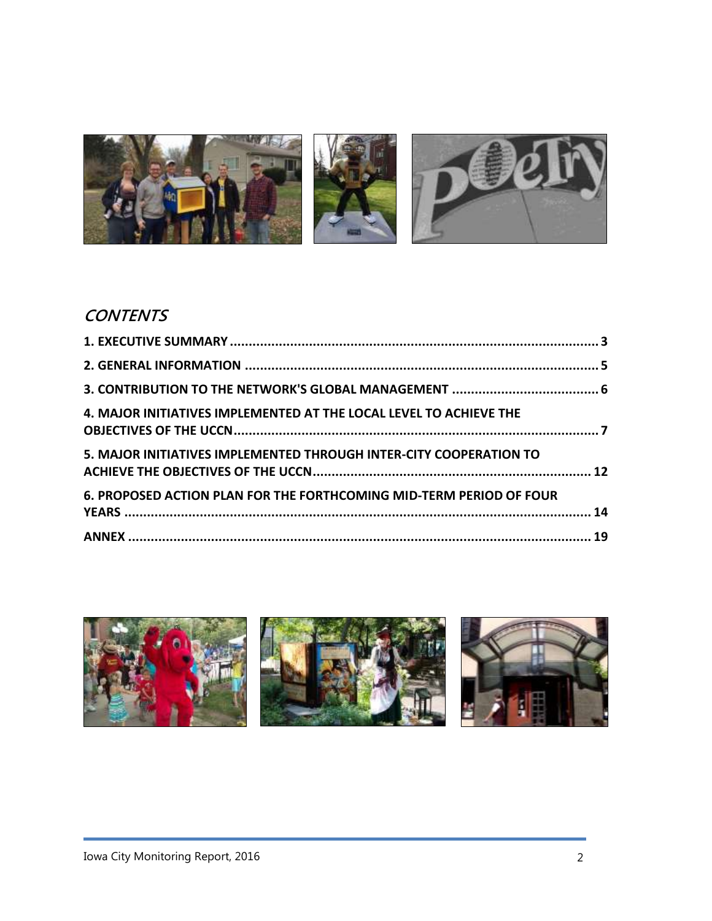## *CONTENTS*

**1. EXECUTIVE SUMMARY .................................................................................................. 3**

**2. GENERAL INFORMATION .............................................................................................. 5**

**3. CONTRIBUTION TO THE NETWORK'S GLOBAL MANAGEMENT ....................................... 6**

**4. MAJOR INITIATIVES IMPLEMENTED AT THE LOCAL LEVEL TO ACHIEVE THE OBJECTIVES OF THE UCCN................................................................................................ 7**

**5. MAJOR INITIATIVES IMPLEMENTED THROUGH INTER-CITY COOPERATION TO ACHIEVE THE OBJECTIVES OF THE UCCN.......................................................................... 12**

**6. PROPOSED ACTION PLAN FOR THE FORTHCOMING MID-TERM PERIOD OF FOUR YEARS ............................................................................................................................ 14**

**ANNEX ........................................................................................................................... 19**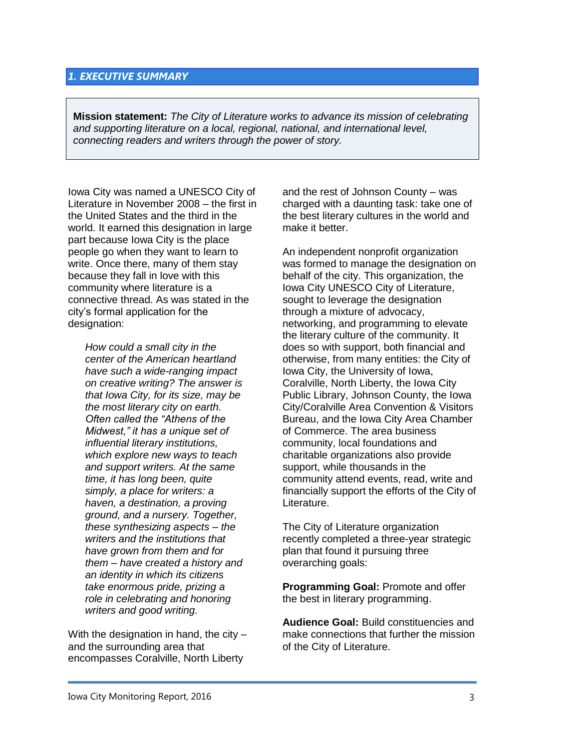## 1. EXECUTIVE SUMMARY

**Mission statement:** *The City of Literature works to advance its mission of celebrating and supporting literature on a local, regional, national, and international level, connecting readers and writers through the power of story.*

Iowa City was named a UNESCO City of Literature in November 2008 – the first in the United States and the third in the world. It earned this designation in large part because Iowa City is the place people go when they want to learn to write. Once there, many of them stay because they fall in love with this community where literature is a connective thread. As was stated in the city's formal application for the designation:

> *How could a small city in the center of the American heartland have such a wide-ranging impact on creative writing? The answer is that Iowa City, for its size, may be the most literary city on earth. Often called the "Athens of the Midwest," it has a unique set of influential literary institutions, which explore new ways to teach and support writers. At the same time, it has long been, quite simply, a place for writers: a haven, a destination, a proving ground, and a nursery. Together, these synthesizing aspects – the writers and the institutions that have grown from them and for them – have created a history and an identity in which its citizens take enormous pride, prizing a role in celebrating and honoring writers and good writing.*

With the designation in hand, the city – and the surrounding area that encompasses Coralville, North Liberty and the rest of Johnson County – was charged with a daunting task: take one of the best literary cultures in the world and make it better.

An independent nonprofit organization was formed to manage the designation on behalf of the city. This organization, the Iowa City UNESCO City of Literature, sought to leverage the designation through a mixture of advocacy, networking, and programming to elevate the literary culture of the community. It does so with support, both financial and otherwise, from many entities: the City of Iowa City, the University of Iowa, Coralville, North Liberty, the Iowa City Public Library, Johnson County, the Iowa City/Coralville Area Convention & Visitors Bureau, and the Iowa City Area Chamber of Commerce. The area business community, local foundations and charitable organizations also provide support, while thousands in the community attend events, read, write and financially support the efforts of the City of Literature.

The City of Literature organization recently completed a three-year strategic plan that found it pursuing three overarching goals:

**Programming Goal:** Promote and offer the best in literary programming.

**Audience Goal:** Build constituencies and make connections that further the mission of the City of Literature.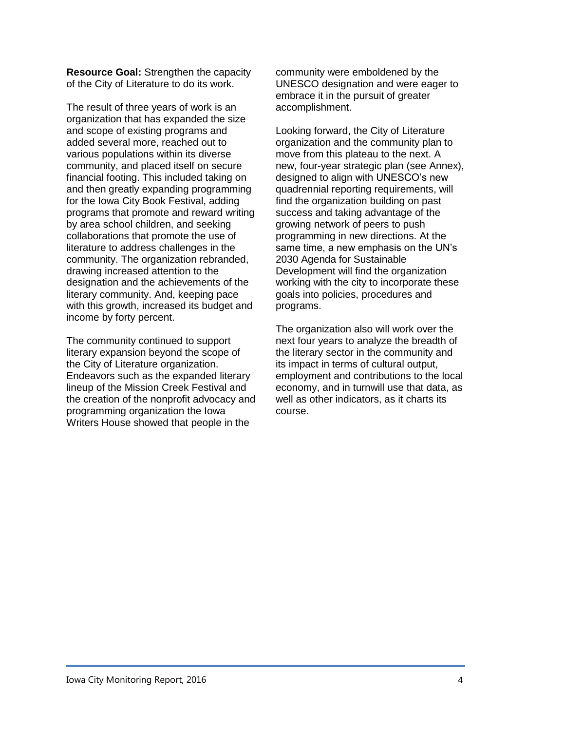**Resource Goal:** Strengthen the capacity of the City of Literature to do its work.

The result of three years of work is an organization that has expanded the size and scope of existing programs and added several more, reached out to various populations within its diverse community, and placed itself on secure financial footing. This included taking on and then greatly expanding programming for the Iowa City Book Festival, adding programs that promote and reward writing by area school children, and seeking collaborations that promote the use of literature to address challenges in the community. The organization rebranded, drawing increased attention to the designation and the achievements of the literary community. And, keeping pace with this growth, increased its budget and income by forty percent.

The community continued to support literary expansion beyond the scope of the City of Literature organization. Endeavors such as the expanded literary lineup of the Mission Creek Festival and the creation of the nonprofit advocacy and programming organization the Iowa Writers House showed that people in the community were emboldened by the UNESCO designation and were eager to embrace it in the pursuit of greater accomplishment.

Looking forward, the City of Literature organization and the community plan to move from this plateau to the next. A new, four-year strategic plan (see Annex), designed to align with UNESCO's new quadrennial reporting requirements, will find the organization building on past success and taking advantage of the growing network of peers to push programming in new directions. At the same time, a new emphasis on the UN's 2030 Agenda for Sustainable Development will find the organization working with the city to incorporate these goals into policies, procedures and programs.

The organization also will work over the next four years to analyze the breadth of the literary sector in the community and its impact in terms of cultural output, employment and contributions to the local economy, and in turnwill use that data, as well as other indicators, as it charts its course.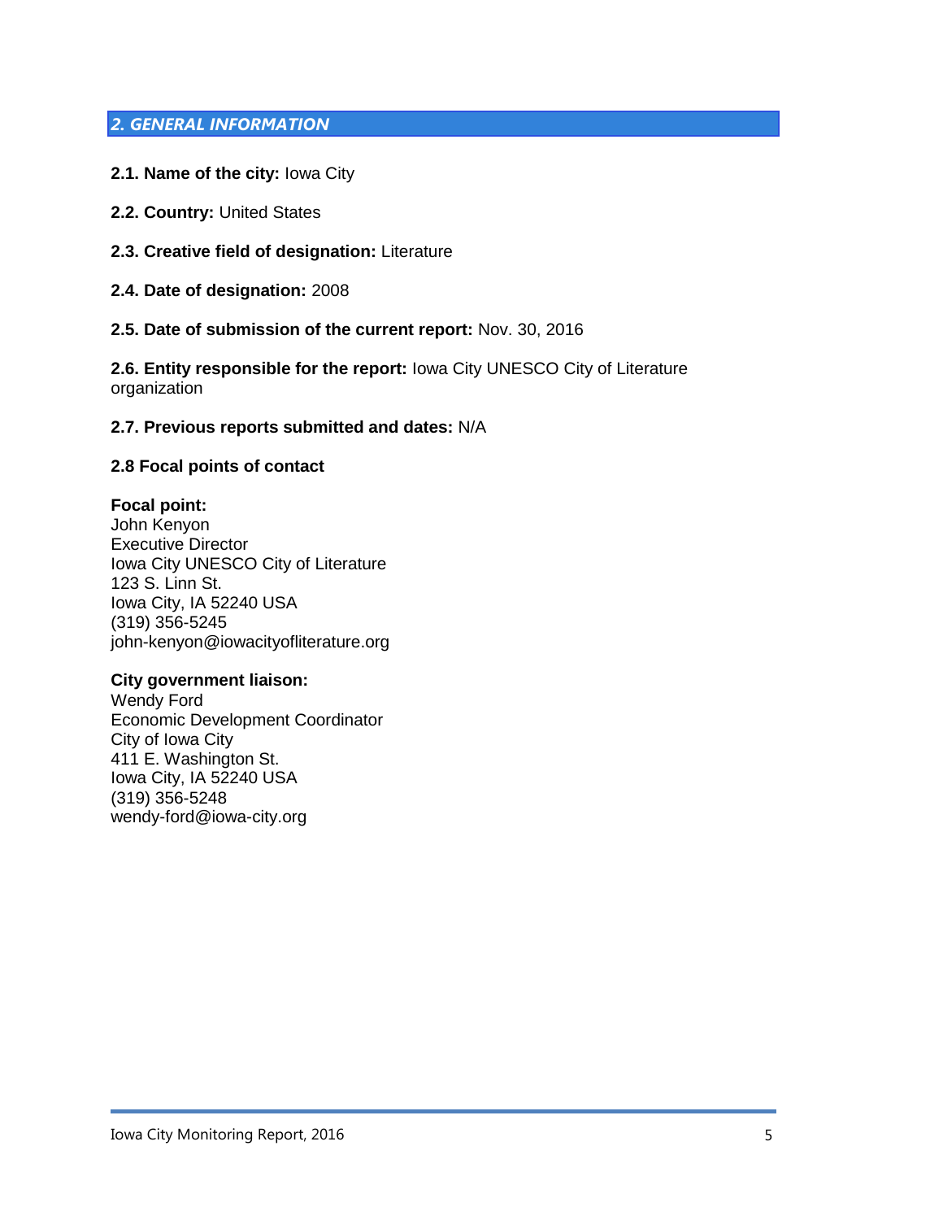## *2. GENERAL INFORMATION*

**2.1. Name of the city:** Iowa City

**2.2. Country:** United States

**2.3. Creative field of designation:** Literature

**2.4. Date of designation:** 2008

**2.5. Date of submission of the current report:** Nov. 30, 2016

**2.6. Entity responsible for the report:** Iowa City UNESCO City of Literature organization

**2.7. Previous reports submitted and dates:** N/A

**2.8 Focal points of contact**

**Focal point:**
John Kenyon
Executive Director
Iowa City UNESCO City of Literature
123 S. Linn St.
Iowa City, IA 52240 USA
(319) 356-5245
john-kenyon@iowacityofliterature.org

**City government liaison:**
Wendy Ford
Economic Development Coordinator
City of Iowa City
411 E. Washington St.
Iowa City, IA 52240 USA
(319) 356-5248
wendy-ford@iowa-city.org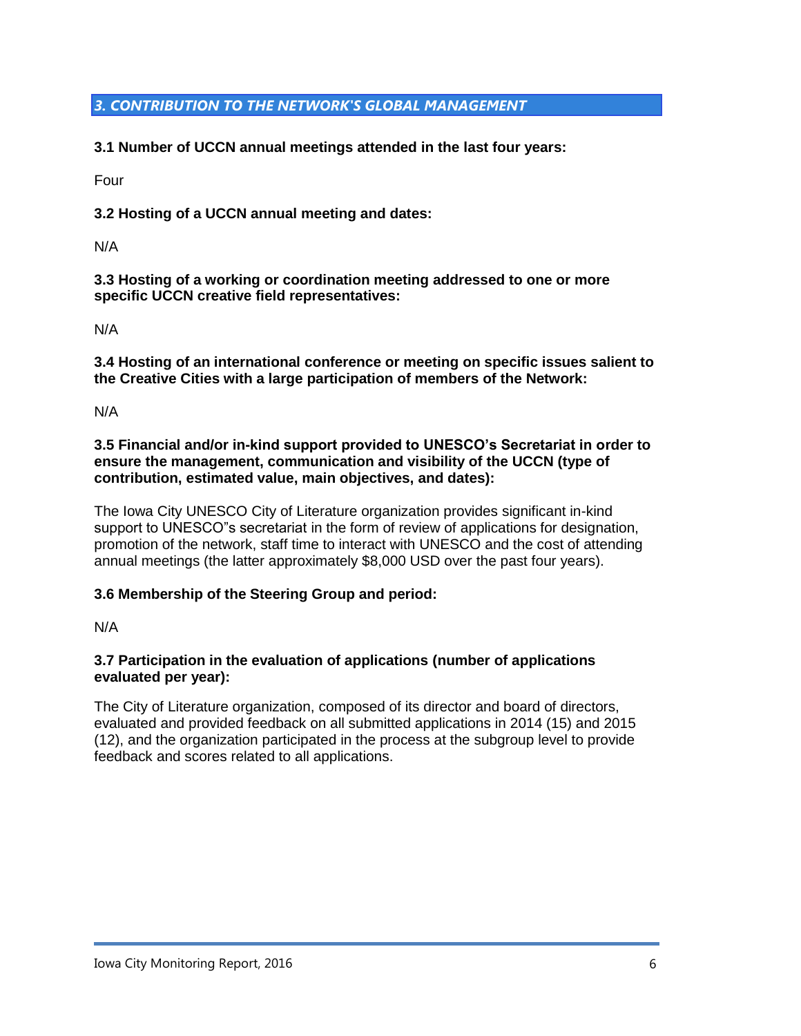## *3. CONTRIBUTION TO THE NETWORK'S GLOBAL MANAGEMENT*

**3.1 Number of UCCN annual meetings attended in the last four years:**

Four

**3.2 Hosting of a UCCN annual meeting and dates:**

N/A

**3.3 Hosting of a working or coordination meeting addressed to one or more specific UCCN creative field representatives:**

N/A

**3.4 Hosting of an international conference or meeting on specific issues salient to the Creative Cities with a large participation of members of the Network:**

N/A

**3.5 Financial and/or in-kind support provided to UNESCO's Secretariat in order to ensure the management, communication and visibility of the UCCN (type of contribution, estimated value, main objectives, and dates):**

The Iowa City UNESCO City of Literature organization provides significant in-kind support to UNESCO"s secretariat in the form of review of applications for designation, promotion of the network, staff time to interact with UNESCO and the cost of attending annual meetings (the latter approximately $8,000 USD over the past four years).

**3.6 Membership of the Steering Group and period:**

N/A

**3.7 Participation in the evaluation of applications (number of applications evaluated per year):**

The City of Literature organization, composed of its director and board of directors, evaluated and provided feedback on all submitted applications in 2014 (15) and 2015 (12), and the organization participated in the process at the subgroup level to provide feedback and scores related to all applications.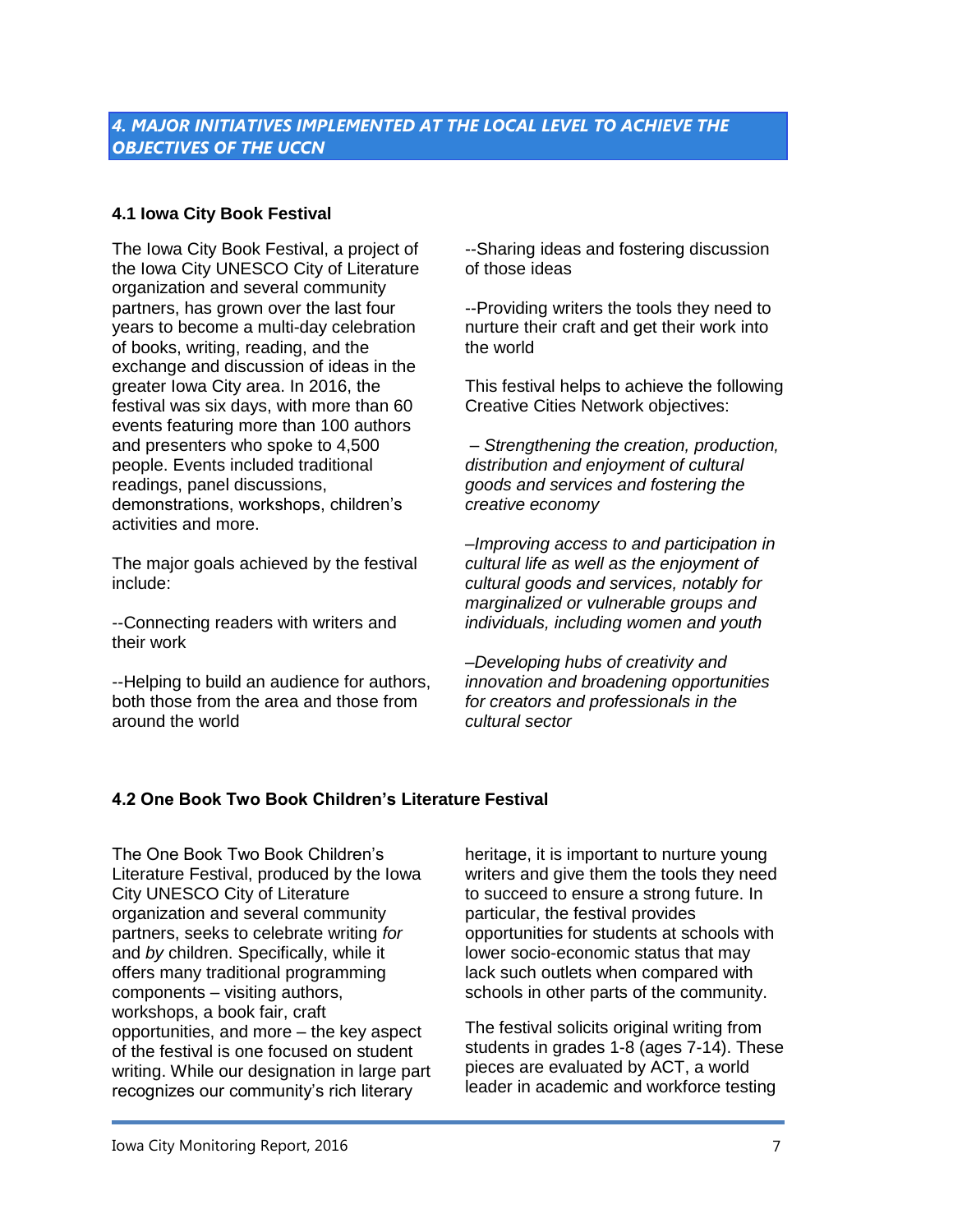## *4. MAJOR INITIATIVES IMPLEMENTED AT THE LOCAL LEVEL TO ACHIEVE THE OBJECTIVES OF THE UCCN*

### 4.1 Iowa City Book Festival

The Iowa City Book Festival, a project of the Iowa City UNESCO City of Literature organization and several community partners, has grown over the last four years to become a multi-day celebration of books, writing, reading, and the exchange and discussion of ideas in the greater Iowa City area. In 2016, the festival was six days, with more than 60 events featuring more than 100 authors and presenters who spoke to 4,500 people. Events included traditional readings, panel discussions, demonstrations, workshops, children's activities and more.

The major goals achieved by the festival include:

--Connecting readers with writers and their work

--Helping to build an audience for authors, both those from the area and those from around the world

--Sharing ideas and fostering discussion of those ideas

--Providing writers the tools they need to nurture their craft and get their work into the world

This festival helps to achieve the following Creative Cities Network objectives:

*– Strengthening the creation, production, distribution and enjoyment of cultural goods and services and fostering the creative economy*

*–Improving access to and participation in cultural life as well as the enjoyment of cultural goods and services, notably for marginalized or vulnerable groups and individuals, including women and youth*

*–Developing hubs of creativity and innovation and broadening opportunities for creators and professionals in the cultural sector*

### 4.2 One Book Two Book Children's Literature Festival

The One Book Two Book Children's Literature Festival, produced by the Iowa City UNESCO City of Literature organization and several community partners, seeks to celebrate writing *for* and *by* children. Specifically, while it offers many traditional programming components – visiting authors, workshops, a book fair, craft opportunities, and more – the key aspect of the festival is one focused on student writing. While our designation in large part recognizes our community's rich literary heritage, it is important to nurture young writers and give them the tools they need to succeed to ensure a strong future. In particular, the festival provides opportunities for students at schools with lower socio-economic status that may lack such outlets when compared with schools in other parts of the community.

The festival solicits original writing from students in grades 1-8 (ages 7-14). These pieces are evaluated by ACT, a world leader in academic and workforce testing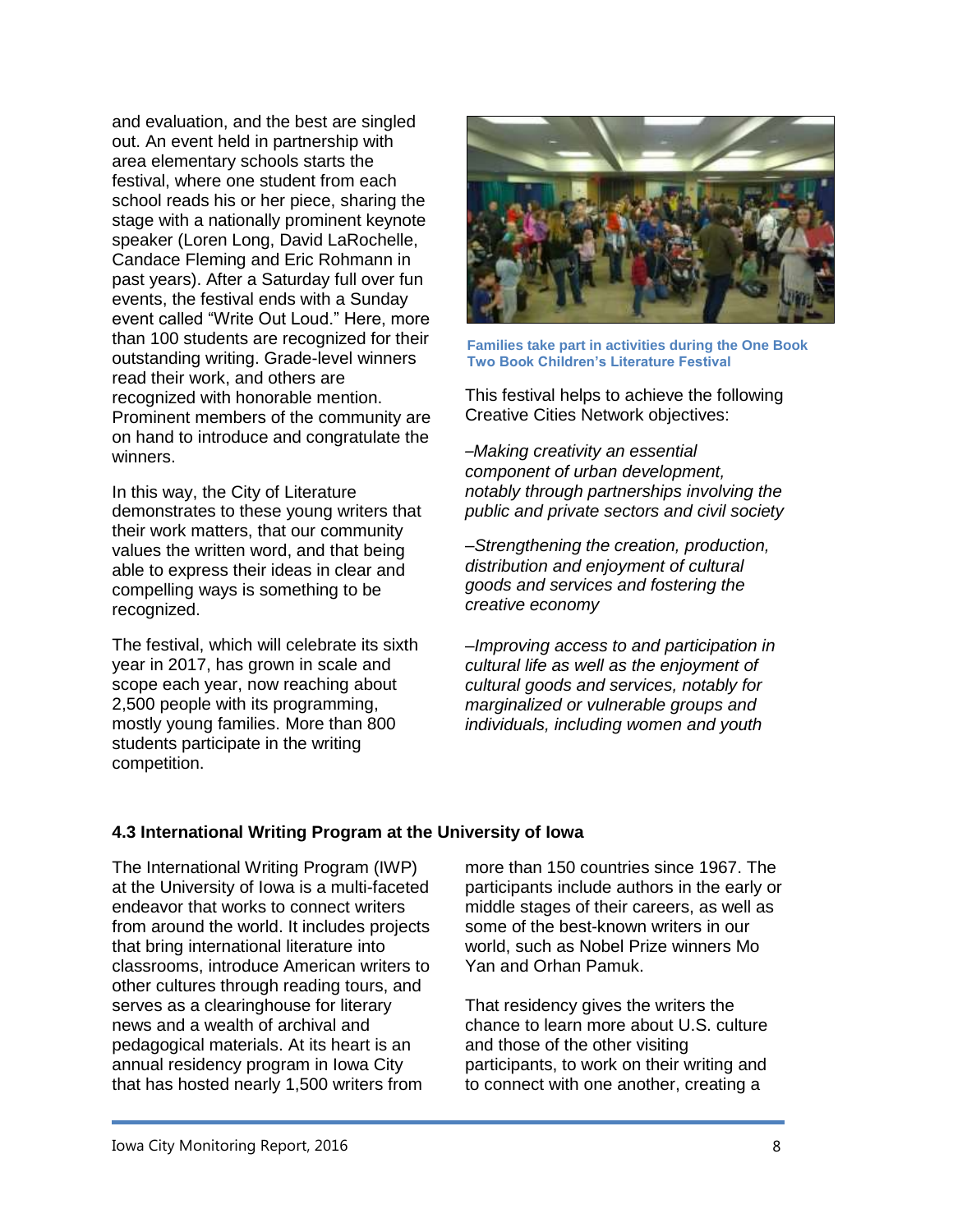and evaluation, and the best are singled out. An event held in partnership with area elementary schools starts the festival, where one student from each school reads his or her piece, sharing the stage with a nationally prominent keynote speaker (Loren Long, David LaRochelle, Candace Fleming and Eric Rohmann in past years). After a Saturday full over fun events, the festival ends with a Sunday event called "Write Out Loud." Here, more than 100 students are recognized for their outstanding writing. Grade-level winners read their work, and others are recognized with honorable mention. Prominent members of the community are on hand to introduce and congratulate the winners.

In this way, the City of Literature demonstrates to these young writers that their work matters, that our community values the written word, and that being able to express their ideas in clear and compelling ways is something to be recognized.

The festival, which will celebrate its sixth year in 2017, has grown in scale and scope each year, now reaching about 2,500 people with its programming, mostly young families. More than 800 students participate in the writing competition.

**Families take part in activities during the One Book Two Book Children's Literature Festival**

This festival helps to achieve the following Creative Cities Network objectives:

*–Making creativity an essential component of urban development, notably through partnerships involving the public and private sectors and civil society*

*–Strengthening the creation, production, distribution and enjoyment of cultural goods and services and fostering the creative economy*

*–Improving access to and participation in cultural life as well as the enjoyment of cultural goods and services, notably for marginalized or vulnerable groups and individuals, including women and youth*

### 4.3 International Writing Program at the University of Iowa

The International Writing Program (IWP) at the University of Iowa is a multi-faceted endeavor that works to connect writers from around the world. It includes projects that bring international literature into classrooms, introduce American writers to other cultures through reading tours, and serves as a clearinghouse for literary news and a wealth of archival and pedagogical materials. At its heart is an annual residency program in Iowa City that has hosted nearly 1,500 writers from more than 150 countries since 1967. The participants include authors in the early or middle stages of their careers, as well as some of the best-known writers in our world, such as Nobel Prize winners Mo Yan and Orhan Pamuk.

That residency gives the writers the chance to learn more about U.S. culture and those of the other visiting participants, to work on their writing and to connect with one another, creating a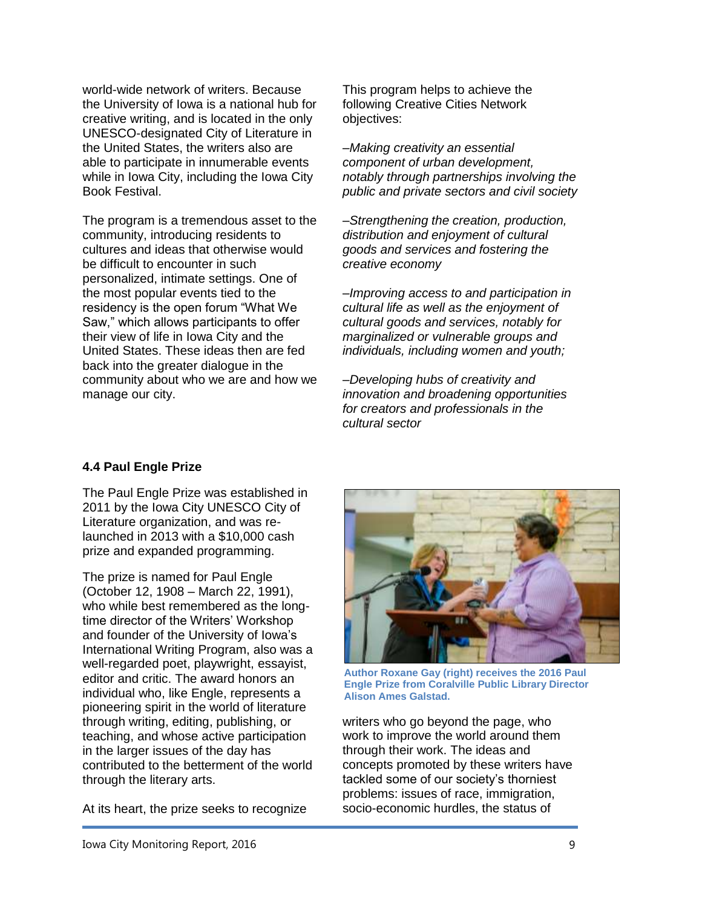world-wide network of writers. Because the University of Iowa is a national hub for creative writing, and is located in the only UNESCO-designated City of Literature in the United States, the writers also are able to participate in innumerable events while in Iowa City, including the Iowa City Book Festival.

The program is a tremendous asset to the community, introducing residents to cultures and ideas that otherwise would be difficult to encounter in such personalized, intimate settings. One of the most popular events tied to the residency is the open forum "What We Saw," which allows participants to offer their view of life in Iowa City and the United States. These ideas then are fed back into the greater dialogue in the community about who we are and how we manage our city.

This program helps to achieve the following Creative Cities Network objectives:

–*Making creativity an essential component of urban development, notably through partnerships involving the public and private sectors and civil society*

–*Strengthening the creation, production, distribution and enjoyment of cultural goods and services and fostering the creative economy*

–*Improving access to and participation in cultural life as well as the enjoyment of cultural goods and services, notably for marginalized or vulnerable groups and individuals, including women and youth;*

–*Developing hubs of creativity and innovation and broadening opportunities for creators and professionals in the cultural sector*

### 4.4 Paul Engle Prize

The Paul Engle Prize was established in 2011 by the Iowa City UNESCO City of Literature organization, and was re-launched in 2013 with a $10,000 cash prize and expanded programming.

The prize is named for Paul Engle (October 12, 1908 – March 22, 1991), who while best remembered as the long-time director of the Writers' Workshop and founder of the University of Iowa's International Writing Program, also was a well-regarded poet, playwright, essayist, editor and critic. The award honors an individual who, like Engle, represents a pioneering spirit in the world of literature through writing, editing, publishing, or teaching, and whose active participation in the larger issues of the day has contributed to the betterment of the world through the literary arts.

**Author Roxane Gay (right) receives the 2016 Paul Engle Prize from Coralville Public Library Director Alison Ames Galstad.**

At its heart, the prize seeks to recognize writers who go beyond the page, who work to improve the world around them through their work. The ideas and concepts promoted by these writers have tackled some of our society's thorniest problems: issues of race, immigration, socio-economic hurdles, the status of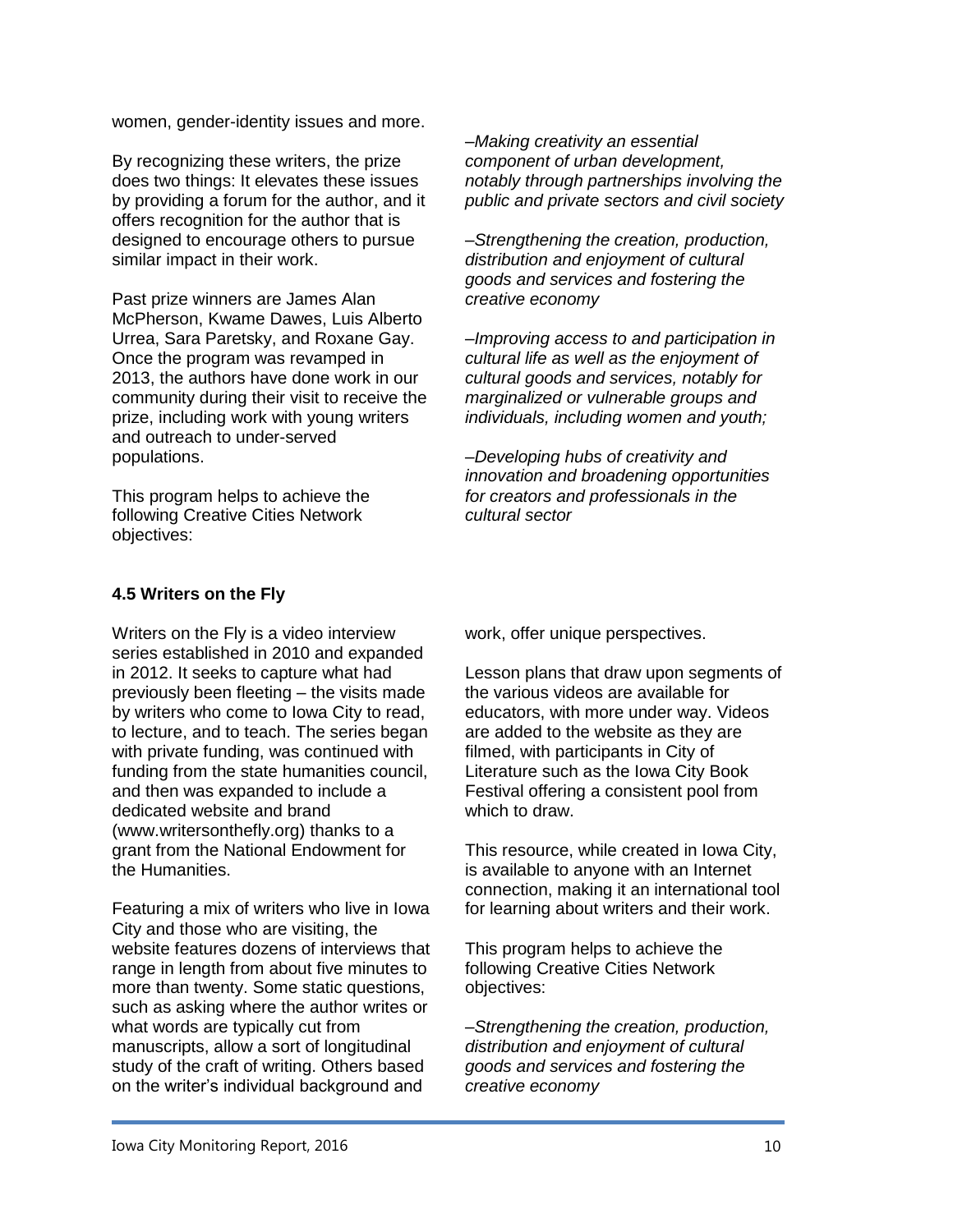women, gender-identity issues and more.

By recognizing these writers, the prize does two things: It elevates these issues by providing a forum for the author, and it offers recognition for the author that is designed to encourage others to pursue similar impact in their work.

Past prize winners are James Alan McPherson, Kwame Dawes, Luis Alberto Urrea, Sara Paretsky, and Roxane Gay. Once the program was revamped in 2013, the authors have done work in our community during their visit to receive the prize, including work with young writers and outreach to under-served populations.

This program helps to achieve the following Creative Cities Network objectives:

*–Making creativity an essential component of urban development, notably through partnerships involving the public and private sectors and civil society*

*–Strengthening the creation, production, distribution and enjoyment of cultural goods and services and fostering the creative economy*

*–Improving access to and participation in cultural life as well as the enjoyment of cultural goods and services, notably for marginalized or vulnerable groups and individuals, including women and youth;*

*–Developing hubs of creativity and innovation and broadening opportunities for creators and professionals in the cultural sector*

**4.5 Writers on the Fly**

Writers on the Fly is a video interview series established in 2010 and expanded in 2012. It seeks to capture what had previously been fleeting – the visits made by writers who come to Iowa City to read, to lecture, and to teach. The series began with private funding, was continued with funding from the state humanities council, and then was expanded to include a dedicated website and brand (www.writersonthefly.org) thanks to a grant from the National Endowment for the Humanities.

Featuring a mix of writers who live in Iowa City and those who are visiting, the website features dozens of interviews that range in length from about five minutes to more than twenty. Some static questions, such as asking where the author writes or what words are typically cut from manuscripts, allow a sort of longitudinal study of the craft of writing. Others based on the writer's individual background and work, offer unique perspectives.

Lesson plans that draw upon segments of the various videos are available for educators, with more under way. Videos are added to the website as they are filmed, with participants in City of Literature such as the Iowa City Book Festival offering a consistent pool from which to draw.

This resource, while created in Iowa City, is available to anyone with an Internet connection, making it an international tool for learning about writers and their work.

This program helps to achieve the following Creative Cities Network objectives:

*–Strengthening the creation, production, distribution and enjoyment of cultural goods and services and fostering the creative economy*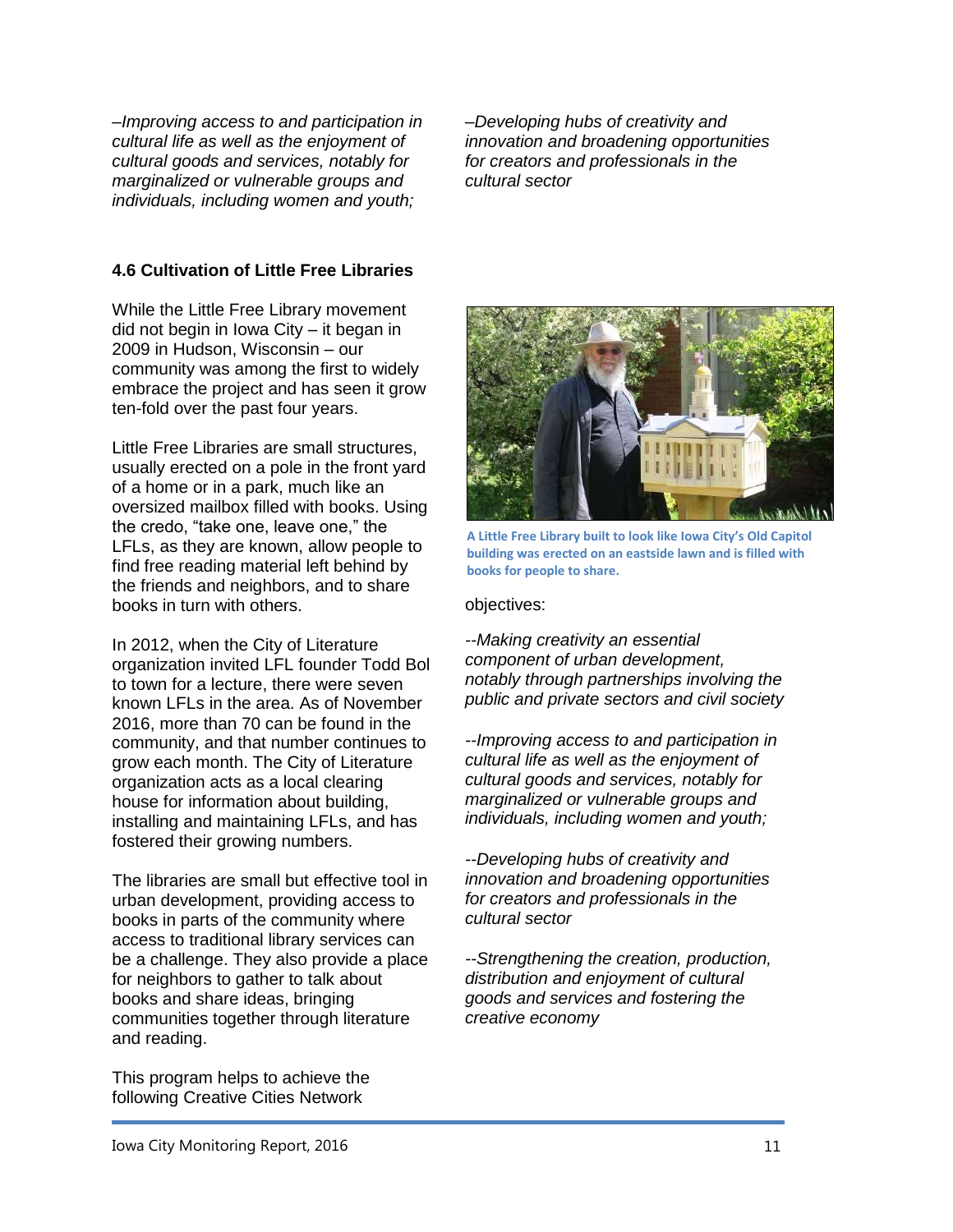*–Improving access to and participation in cultural life as well as the enjoyment of cultural goods and services, notably for marginalized or vulnerable groups and individuals, including women and youth;*

*–Developing hubs of creativity and innovation and broadening opportunities for creators and professionals in the cultural sector*

**4.6 Cultivation of Little Free Libraries**

While the Little Free Library movement did not begin in Iowa City – it began in 2009 in Hudson, Wisconsin – our community was among the first to widely embrace the project and has seen it grow ten-fold over the past four years.

Little Free Libraries are small structures, usually erected on a pole in the front yard of a home or in a park, much like an oversized mailbox filled with books. Using the credo, "take one, leave one," the LFLs, as they are known, allow people to find free reading material left behind by the friends and neighbors, and to share books in turn with others.

In 2012, when the City of Literature organization invited LFL founder Todd Bol to town for a lecture, there were seven known LFLs in the area. As of November 2016, more than 70 can be found in the community, and that number continues to grow each month. The City of Literature organization acts as a local clearing house for information about building, installing and maintaining LFLs, and has fostered their growing numbers.

The libraries are small but effective tool in urban development, providing access to books in parts of the community where access to traditional library services can be a challenge. They also provide a place for neighbors to gather to talk about books and share ideas, bringing communities together through literature and reading.

This program helps to achieve the following Creative Cities Network objectives:

A Little Free Library built to look like Iowa City's Old Capitol building was erected on an eastside lawn and is filled with books for people to share.

*--Making creativity an essential component of urban development, notably through partnerships involving the public and private sectors and civil society*

*--Improving access to and participation in cultural life as well as the enjoyment of cultural goods and services, notably for marginalized or vulnerable groups and individuals, including women and youth;*

*--Developing hubs of creativity and innovation and broadening opportunities for creators and professionals in the cultural sector*

*--Strengthening the creation, production, distribution and enjoyment of cultural goods and services and fostering the creative economy*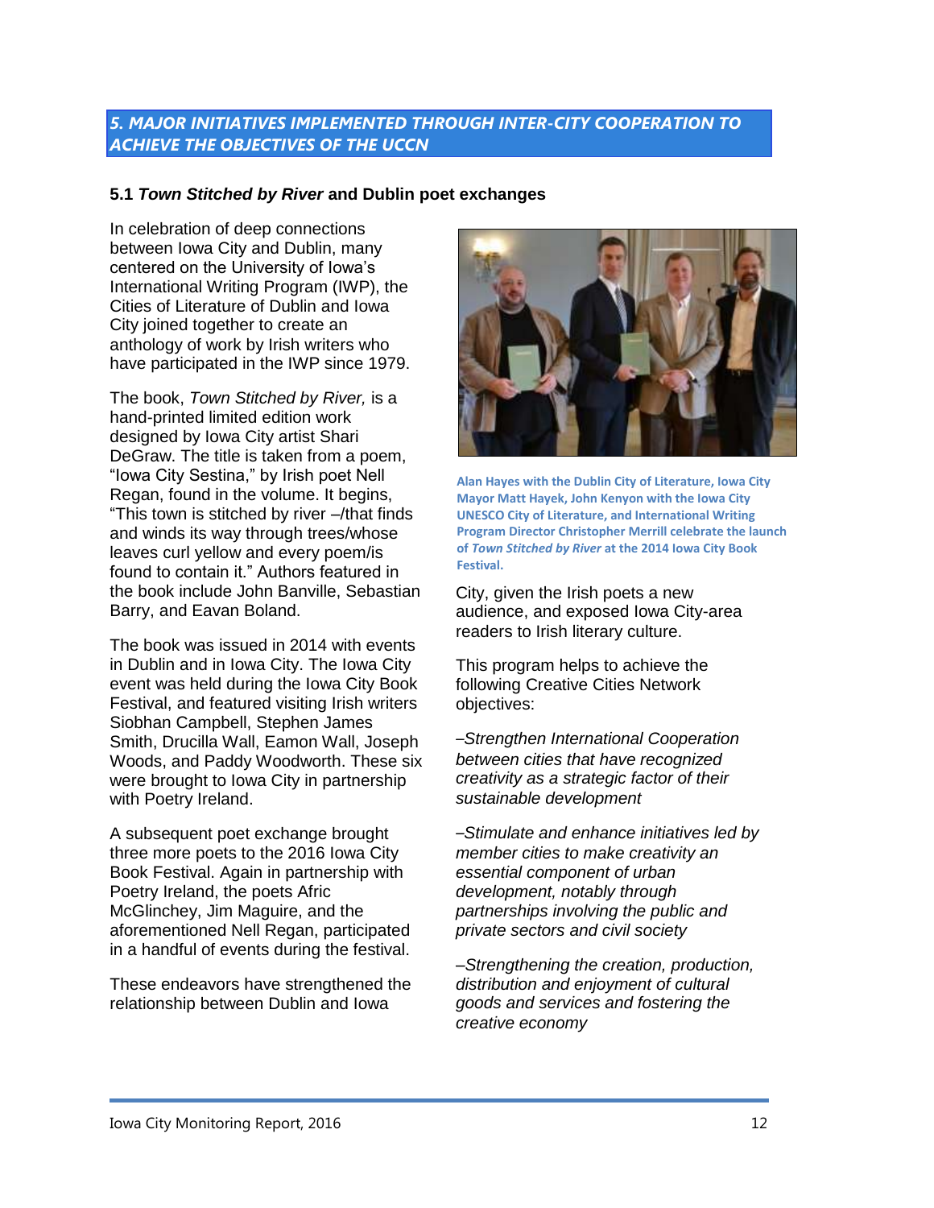## 5. MAJOR INITIATIVES IMPLEMENTED THROUGH INTER-CITY COOPERATION TO ACHIEVE THE OBJECTIVES OF THE UCCN

### 5.1 *Town Stitched by River* and Dublin poet exchanges

In celebration of deep connections between Iowa City and Dublin, many centered on the University of Iowa's International Writing Program (IWP), the Cities of Literature of Dublin and Iowa City joined together to create an anthology of work by Irish writers who have participated in the IWP since 1979.

The book, *Town Stitched by River,* is a hand-printed limited edition work designed by Iowa City artist Shari DeGraw. The title is taken from a poem, "Iowa City Sestina," by Irish poet Nell Regan, found in the volume. It begins, "This town is stitched by river –/that finds and winds its way through trees/whose leaves curl yellow and every poem/is found to contain it." Authors featured in the book include John Banville, Sebastian Barry, and Eavan Boland.

The book was issued in 2014 with events in Dublin and in Iowa City. The Iowa City event was held during the Iowa City Book Festival, and featured visiting Irish writers Siobhan Campbell, Stephen James Smith, Drucilla Wall, Eamon Wall, Joseph Woods, and Paddy Woodworth. These six were brought to Iowa City in partnership with Poetry Ireland.

A subsequent poet exchange brought three more poets to the 2016 Iowa City Book Festival. Again in partnership with Poetry Ireland, the poets Afric McGlinchey, Jim Maguire, and the aforementioned Nell Regan, participated in a handful of events during the festival.

These endeavors have strengthened the relationship between Dublin and Iowa City, given the Irish poets a new audience, and exposed Iowa City-area readers to Irish literary culture.

**Alan Hayes with the Dublin City of Literature, Iowa City Mayor Matt Hayek, John Kenyon with the Iowa City UNESCO City of Literature, and International Writing Program Director Christopher Merrill celebrate the launch of *Town Stitched by River* at the 2014 Iowa City Book Festival.**

This program helps to achieve the following Creative Cities Network objectives:

*–Strengthen International Cooperation between cities that have recognized creativity as a strategic factor of their sustainable development*

*–Stimulate and enhance initiatives led by member cities to make creativity an essential component of urban development, notably through partnerships involving the public and private sectors and civil society*

*–Strengthening the creation, production, distribution and enjoyment of cultural goods and services and fostering the creative economy*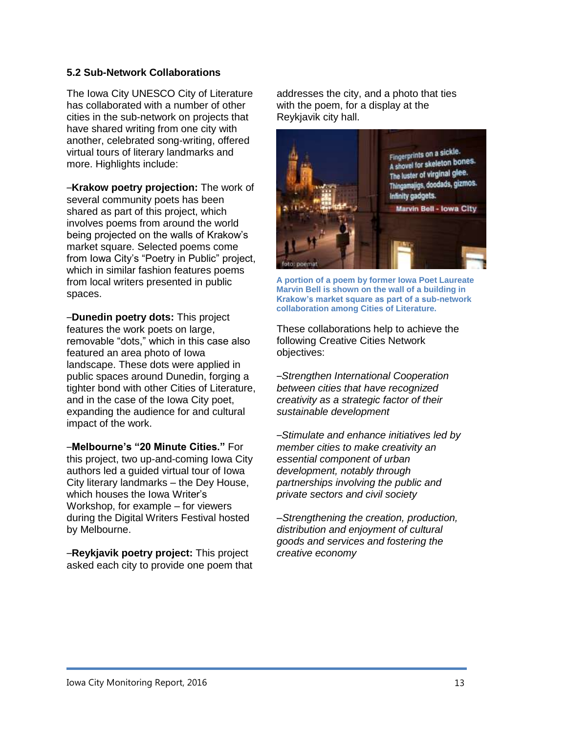### 5.2 Sub-Network Collaborations

The Iowa City UNESCO City of Literature has collaborated with a number of other cities in the sub-network on projects that have shared writing from one city with another, celebrated song-writing, offered virtual tours of literary landmarks and more. Highlights include:

–**Krakow poetry projection:** The work of several community poets has been shared as part of this project, which involves poems from around the world being projected on the walls of Krakow's market square. Selected poems come from Iowa City's "Poetry in Public" project, which in similar fashion features poems from local writers presented in public spaces.

–**Dunedin poetry dots:** This project features the work poets on large, removable "dots," which in this case also featured an area photo of Iowa landscape. These dots were applied in public spaces around Dunedin, forging a tighter bond with other Cities of Literature, and in the case of the Iowa City poet, expanding the audience for and cultural impact of the work.

–**Melbourne's "20 Minute Cities."** For this project, two up-and-coming Iowa City authors led a guided virtual tour of Iowa City literary landmarks – the Dey House, which houses the Iowa Writer's Workshop, for example – for viewers during the Digital Writers Festival hosted by Melbourne.

–**Reykjavik poetry project:** This project asked each city to provide one poem that addresses the city, and a photo that ties with the poem, for a display at the Reykjavik city hall.

**A portion of a poem by former Iowa Poet Laureate Marvin Bell is shown on the wall of a building in Krakow's market square as part of a sub-network collaboration among Cities of Literature.**

These collaborations help to achieve the following Creative Cities Network objectives:

–*Strengthen International Cooperation between cities that have recognized creativity as a strategic factor of their sustainable development*

–*Stimulate and enhance initiatives led by member cities to make creativity an essential component of urban development, notably through partnerships involving the public and private sectors and civil society*

–*Strengthening the creation, production, distribution and enjoyment of cultural goods and services and fostering the creative economy*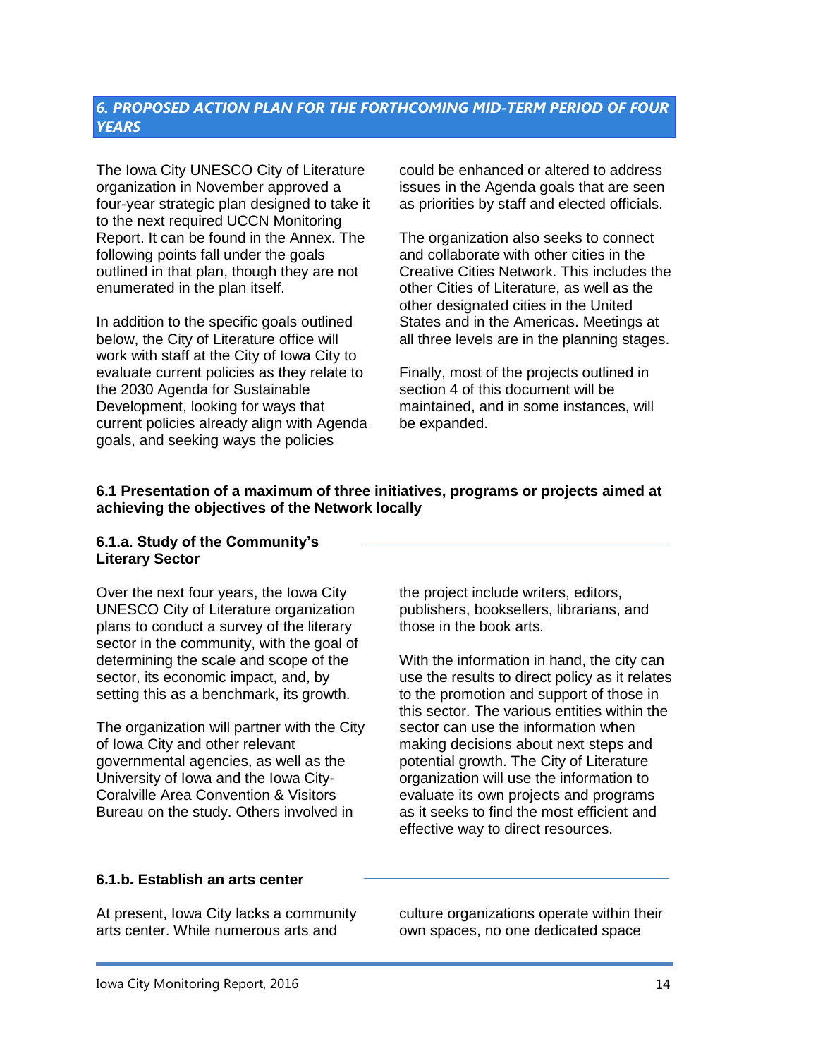## 6. PROPOSED ACTION PLAN FOR THE FORTHCOMING MID-TERM PERIOD OF FOUR YEARS

The Iowa City UNESCO City of Literature organization in November approved a four-year strategic plan designed to take it to the next required UCCN Monitoring Report. It can be found in the Annex. The following points fall under the goals outlined in that plan, though they are not enumerated in the plan itself.

In addition to the specific goals outlined below, the City of Literature office will work with staff at the City of Iowa City to evaluate current policies as they relate to the 2030 Agenda for Sustainable Development, looking for ways that current policies already align with Agenda goals, and seeking ways the policies could be enhanced or altered to address issues in the Agenda goals that are seen as priorities by staff and elected officials.

The organization also seeks to connect and collaborate with other cities in the Creative Cities Network. This includes the other Cities of Literature, as well as the other designated cities in the United States and in the Americas. Meetings at all three levels are in the planning stages.

Finally, most of the projects outlined in section 4 of this document will be maintained, and in some instances, will be expanded.

### 6.1 Presentation of a maximum of three initiatives, programs or projects aimed at achieving the objectives of the Network locally

#### 6.1.a. Study of the Community's Literary Sector

Over the next four years, the Iowa City UNESCO City of Literature organization plans to conduct a survey of the literary sector in the community, with the goal of determining the scale and scope of the sector, its economic impact, and, by setting this as a benchmark, its growth.

The organization will partner with the City of Iowa City and other relevant governmental agencies, as well as the University of Iowa and the Iowa City-Coralville Area Convention & Visitors Bureau on the study. Others involved in the project include writers, editors, publishers, booksellers, librarians, and those in the book arts.

With the information in hand, the city can use the results to direct policy as it relates to the promotion and support of those in this sector. The various entities within the sector can use the information when making decisions about next steps and potential growth. The City of Literature organization will use the information to evaluate its own projects and programs as it seeks to find the most efficient and effective way to direct resources.

#### 6.1.b. Establish an arts center

At present, Iowa City lacks a community arts center. While numerous arts and culture organizations operate within their own spaces, no one dedicated space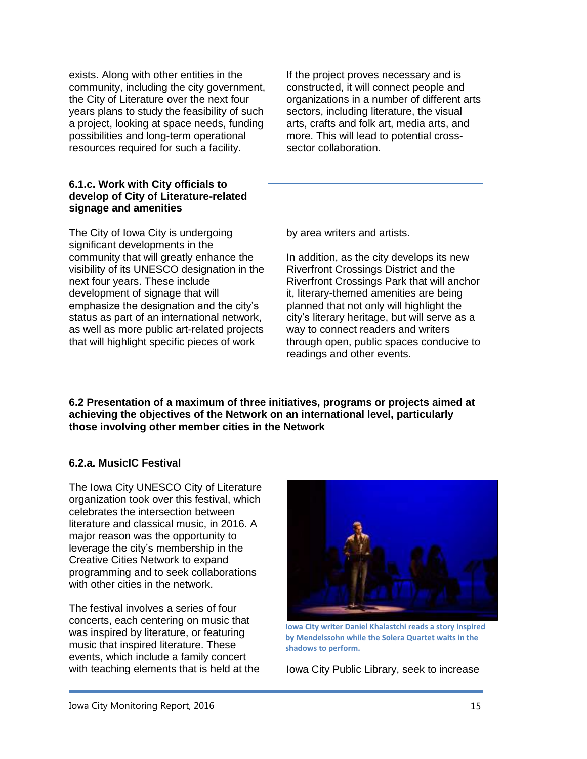exists. Along with other entities in the community, including the city government, the City of Literature over the next four years plans to study the feasibility of such a project, looking at space needs, funding possibilities and long-term operational resources required for such a facility.

If the project proves necessary and is constructed, it will connect people and organizations in a number of different arts sectors, including literature, the visual arts, crafts and folk art, media arts, and more. This will lead to potential cross-sector collaboration.

**6.1.c. Work with City officials to develop of City of Literature-related signage and amenities**

The City of Iowa City is undergoing significant developments in the community that will greatly enhance the visibility of its UNESCO designation in the next four years. These include development of signage that will emphasize the designation and the city's status as part of an international network, as well as more public art-related projects that will highlight specific pieces of work by area writers and artists.

In addition, as the city develops its new Riverfront Crossings District and the Riverfront Crossings Park that will anchor it, literary-themed amenities are being planned that not only will highlight the city's literary heritage, but will serve as a way to connect readers and writers through open, public spaces conducive to readings and other events.

**6.2 Presentation of a maximum of three initiatives, programs or projects aimed at achieving the objectives of the Network on an international level, particularly those involving other member cities in the Network**

**6.2.a. MusicIC Festival**

The Iowa City UNESCO City of Literature organization took over this festival, which celebrates the intersection between literature and classical music, in 2016. A major reason was the opportunity to leverage the city's membership in the Creative Cities Network to expand programming and to seek collaborations with other cities in the network.

The festival involves a series of four concerts, each centering on music that was inspired by literature, or featuring music that inspired literature. These events, which include a family concert with teaching elements that is held at the Iowa City Public Library, seek to increase

**Iowa City writer Daniel Khalastchi reads a story inspired by Mendelssohn while the Solera Quartet waits in the shadows to perform.**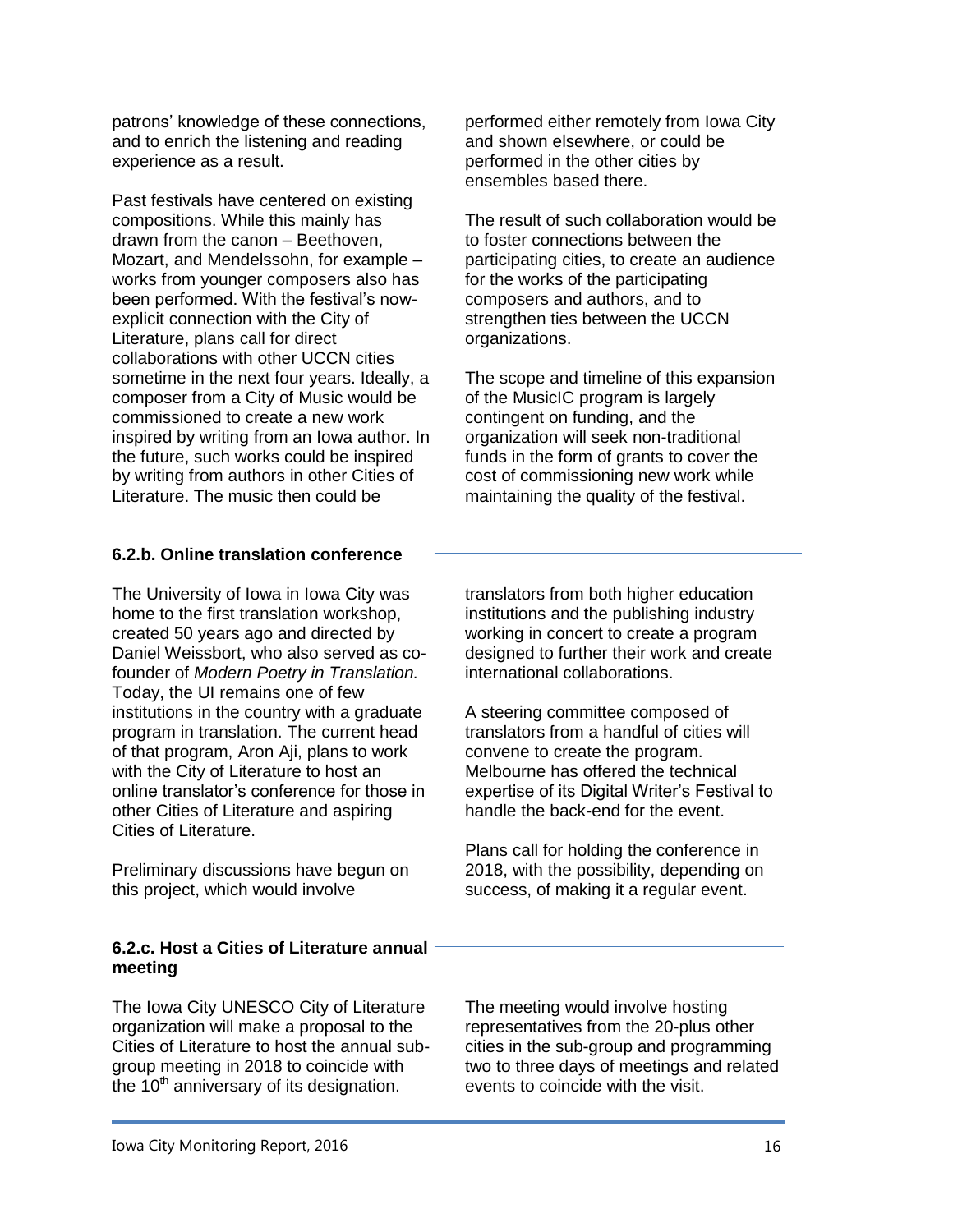patrons' knowledge of these connections, and to enrich the listening and reading experience as a result.

Past festivals have centered on existing compositions. While this mainly has drawn from the canon – Beethoven, Mozart, and Mendelssohn, for example – works from younger composers also has been performed. With the festival's now-explicit connection with the City of Literature, plans call for direct collaborations with other UCCN cities sometime in the next four years. Ideally, a composer from a City of Music would be commissioned to create a new work inspired by writing from an Iowa author. In the future, such works could be inspired by writing from authors in other Cities of Literature. The music then could be performed either remotely from Iowa City and shown elsewhere, or could be performed in the other cities by ensembles based there.

The result of such collaboration would be to foster connections between the participating cities, to create an audience for the works of the participating composers and authors, and to strengthen ties between the UCCN organizations.

The scope and timeline of this expansion of the MusicIC program is largely contingent on funding, and the organization will seek non-traditional funds in the form of grants to cover the cost of commissioning new work while maintaining the quality of the festival.

### 6.2.b. Online translation conference

The University of Iowa in Iowa City was home to the first translation workshop, created 50 years ago and directed by Daniel Weissbort, who also served as co-founder of *Modern Poetry in Translation.* Today, the UI remains one of few institutions in the country with a graduate program in translation. The current head of that program, Aron Aji, plans to work with the City of Literature to host an online translator's conference for those in other Cities of Literature and aspiring Cities of Literature.

Preliminary discussions have begun on this project, which would involve translators from both higher education institutions and the publishing industry working in concert to create a program designed to further their work and create international collaborations.

A steering committee composed of translators from a handful of cities will convene to create the program. Melbourne has offered the technical expertise of its Digital Writer's Festival to handle the back-end for the event.

Plans call for holding the conference in 2018, with the possibility, depending on success, of making it a regular event.

### 6.2.c. Host a Cities of Literature annual meeting

The Iowa City UNESCO City of Literature organization will make a proposal to the Cities of Literature to host the annual sub-group meeting in 2018 to coincide with the 10th anniversary of its designation.

The meeting would involve hosting representatives from the 20-plus other cities in the sub-group and programming two to three days of meetings and related events to coincide with the visit.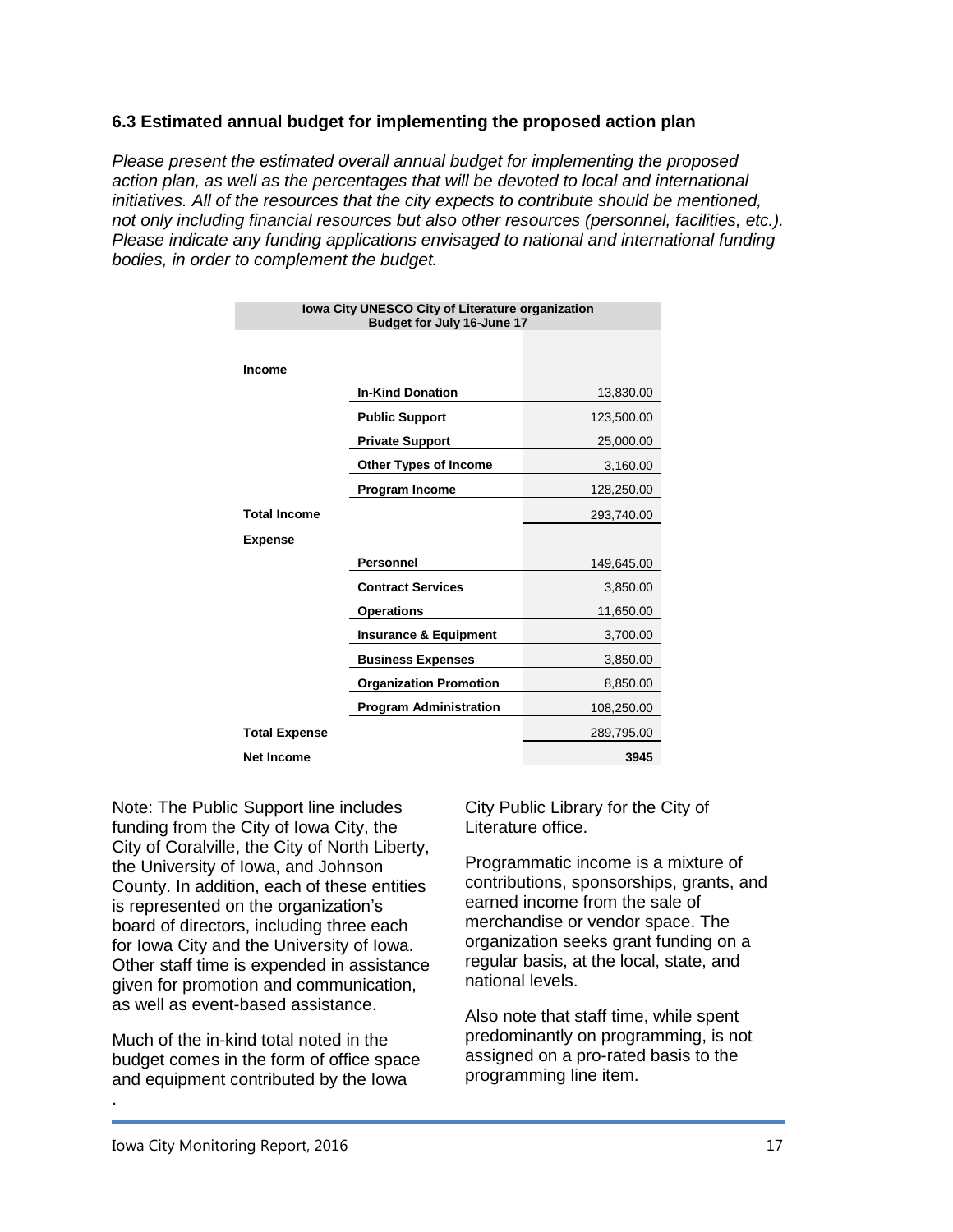### 6.3 Estimated annual budget for implementing the proposed action plan

*Please present the estimated overall annual budget for implementing the proposed action plan, as well as the percentages that will be devoted to local and international initiatives. All of the resources that the city expects to contribute should be mentioned, not only including financial resources but also other resources (personnel, facilities, etc.). Please indicate any funding applications envisaged to national and international funding bodies, in order to complement the budget.*

| Iowa City UNESCO City of Literature organization Budget for July 16-June 17 | | |
|---|---|---|
| **Income** | | |
| | **In-Kind Donation** | 13,830.00 |
| | **Public Support** | 123,500.00 |
| | **Private Support** | 25,000.00 |
| | **Other Types of Income** | 3,160.00 |
| | **Program Income** | 128,250.00 |
| **Total Income** | | 293,740.00 |
| **Expense** | | |
| | **Personnel** | 149,645.00 |
| | **Contract Services** | 3,850.00 |
| | **Operations** | 11,650.00 |
| | **Insurance & Equipment** | 3,700.00 |
| | **Business Expenses** | 3,850.00 |
| | **Organization Promotion** | 8,850.00 |
| | **Program Administration** | 108,250.00 |
| **Total Expense** | | 289,795.00 |
| **Net Income** | | **3945** |

Note: The Public Support line includes funding from the City of Iowa City, the City of Coralville, the City of North Liberty, the University of Iowa, and Johnson County. In addition, each of these entities is represented on the organization's board of directors, including three each for Iowa City and the University of Iowa. Other staff time is expended in assistance given for promotion and communication, as well as event-based assistance.

Much of the in-kind total noted in the budget comes in the form of office space and equipment contributed by the Iowa City Public Library for the City of Literature office.

Programmatic income is a mixture of contributions, sponsorships, grants, and earned income from the sale of merchandise or vendor space. The organization seeks grant funding on a regular basis, at the local, state, and national levels.

Also note that staff time, while spent predominantly on programming, is not assigned on a pro-rated basis to the programming line item.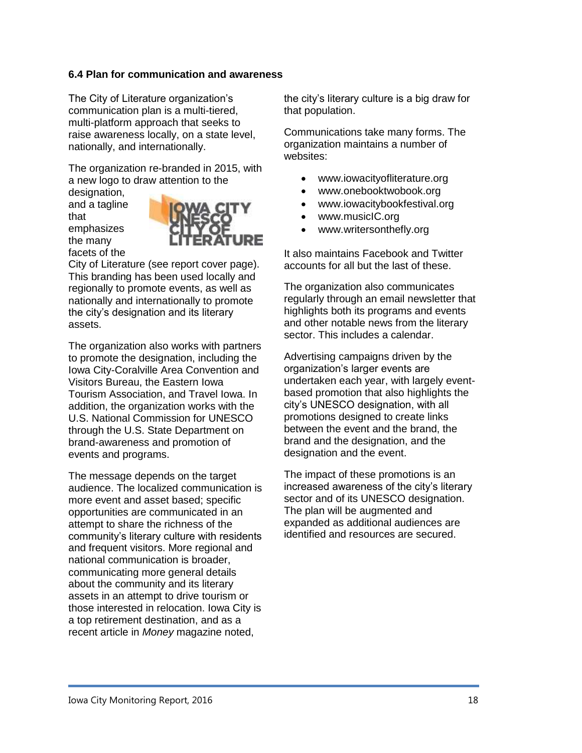**6.4 Plan for communication and awareness**

The City of Literature organization's communication plan is a multi-tiered, multi-platform approach that seeks to raise awareness locally, on a state level, nationally, and internationally.

The organization re-branded in 2015, with a new logo to draw attention to the designation, and a tagline that emphasizes the many facets of the City of Literature (see report cover page). This branding has been used locally and regionally to promote events, as well as nationally and internationally to promote the city's designation and its literary assets.

The organization also works with partners to promote the designation, including the Iowa City-Coralville Area Convention and Visitors Bureau, the Eastern Iowa Tourism Association, and Travel Iowa. In addition, the organization works with the U.S. National Commission for UNESCO through the U.S. State Department on brand-awareness and promotion of events and programs.

The message depends on the target audience. The localized communication is more event and asset based; specific opportunities are communicated in an attempt to share the richness of the community's literary culture with residents and frequent visitors. More regional and national communication is broader, communicating more general details about the community and its literary assets in an attempt to drive tourism or those interested in relocation. Iowa City is a top retirement destination, and as a recent article in *Money* magazine noted, the city's literary culture is a big draw for that population.

Communications take many forms. The organization maintains a number of websites:

- www.iowacityofliterature.org
- www.onebooktwobook.org
- www.iowacitybookfestival.org
- www.musicIC.org
- www.writersonthefly.org

It also maintains Facebook and Twitter accounts for all but the last of these.

The organization also communicates regularly through an email newsletter that highlights both its programs and events and other notable news from the literary sector. This includes a calendar.

Advertising campaigns driven by the organization's larger events are undertaken each year, with largely event-based promotion that also highlights the city's UNESCO designation, with all promotions designed to create links between the event and the brand, the brand and the designation, and the designation and the event.

The impact of these promotions is an increased awareness of the city's literary sector and of its UNESCO designation. The plan will be augmented and expanded as additional audiences are identified and resources are secured.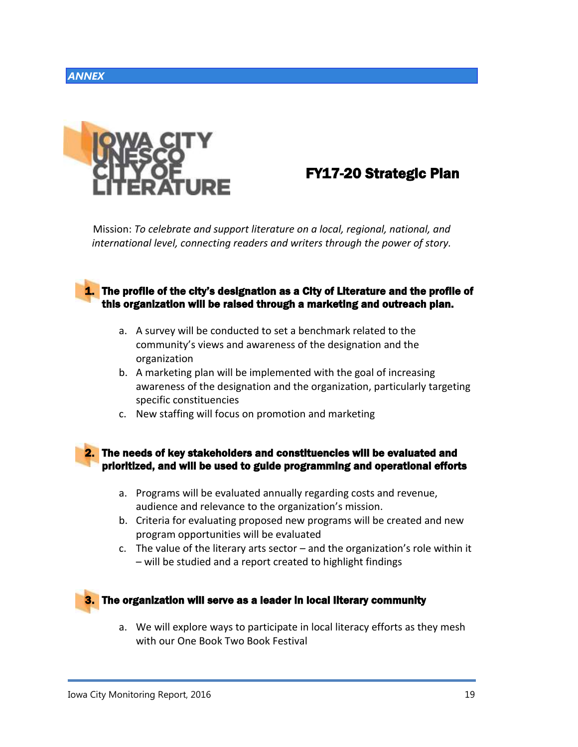*ANNEX*

IOWA CITY UNESCO CITY OF LITERATURE

# FY17-20 Strategic Plan

Mission: *To celebrate and support literature on a local, regional, national, and international level, connecting readers and writers through the power of story.*

## 1. The profile of the city's designation as a City of Literature and the profile of this organization will be raised through a marketing and outreach plan.

a. A survey will be conducted to set a benchmark related to the community's views and awareness of the designation and the organization
b. A marketing plan will be implemented with the goal of increasing awareness of the designation and the organization, particularly targeting specific constituencies
c. New staffing will focus on promotion and marketing

## 2. The needs of key stakeholders and constituencies will be evaluated and prioritized, and will be used to guide programming and operational efforts

a. Programs will be evaluated annually regarding costs and revenue, audience and relevance to the organization's mission.
b. Criteria for evaluating proposed new programs will be created and new program opportunities will be evaluated
c. The value of the literary arts sector – and the organization's role within it – will be studied and a report created to highlight findings

## 3. The organization will serve as a leader in local literary community

a. We will explore ways to participate in local literacy efforts as they mesh with our One Book Two Book Festival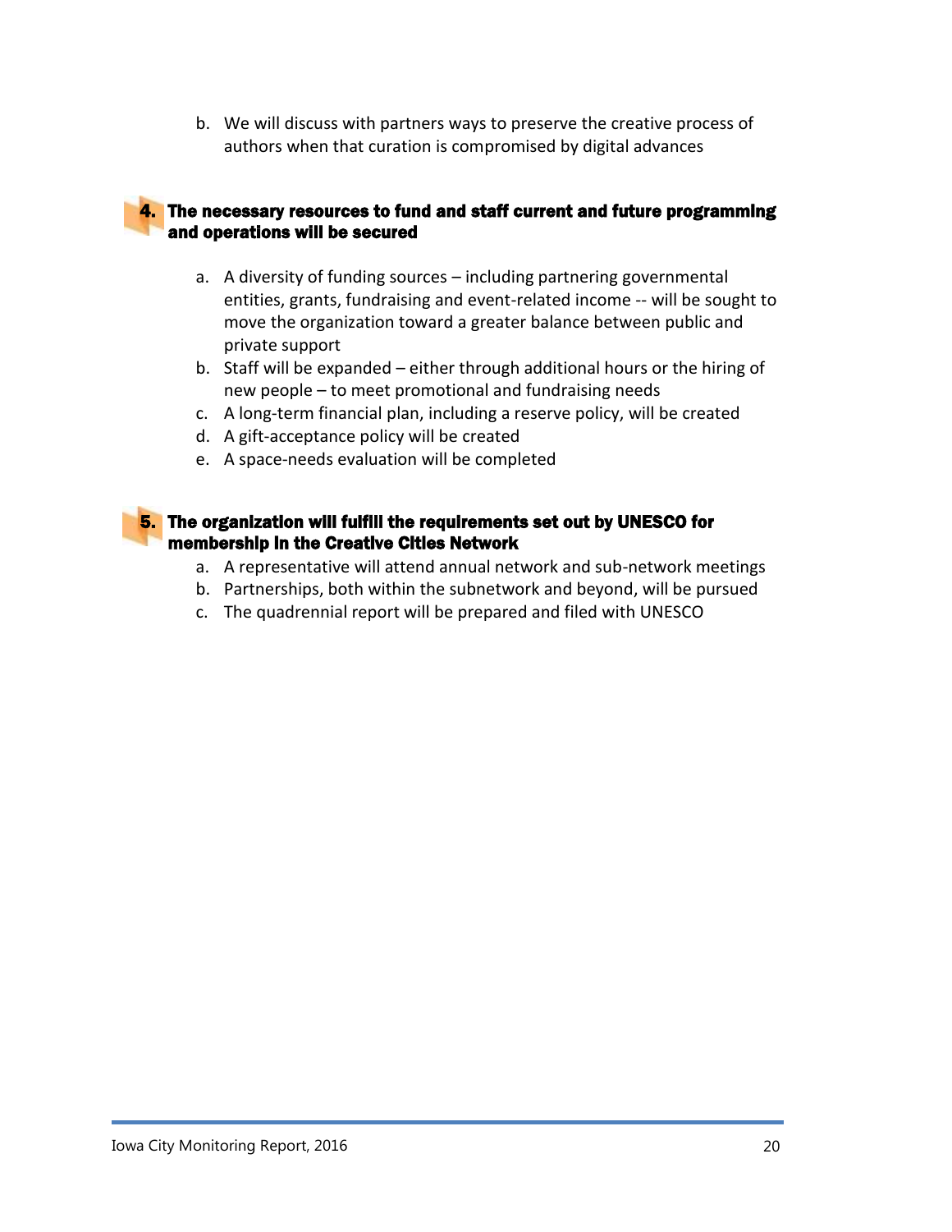b. We will discuss with partners ways to preserve the creative process of authors when that curation is compromised by digital advances

### 4. The necessary resources to fund and staff current and future programming and operations will be secured

a. A diversity of funding sources – including partnering governmental entities, grants, fundraising and event-related income -- will be sought to move the organization toward a greater balance between public and private support
b. Staff will be expanded – either through additional hours or the hiring of new people – to meet promotional and fundraising needs
c. A long-term financial plan, including a reserve policy, will be created
d. A gift-acceptance policy will be created
e. A space-needs evaluation will be completed

### 5. The organization will fulfill the requirements set out by UNESCO for membership in the Creative Cities Network

a. A representative will attend annual network and sub-network meetings
b. Partnerships, both within the subnetwork and beyond, will be pursued
c. The quadrennial report will be prepared and filed with UNESCO